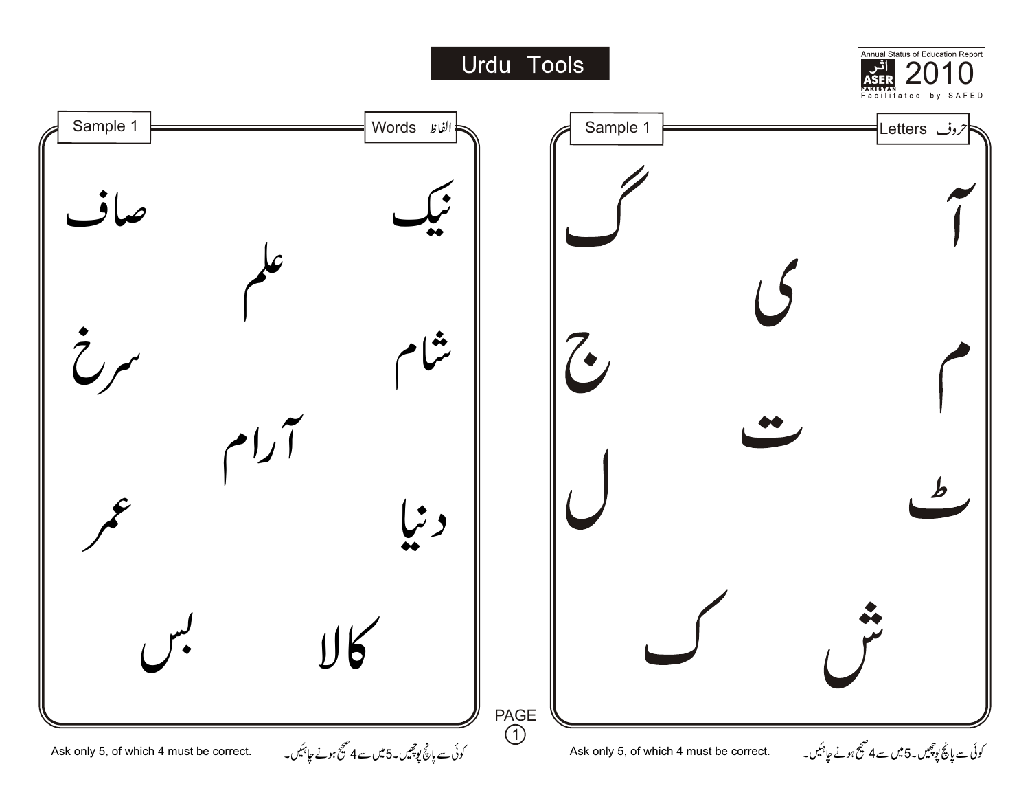# Urdu Tools

Annual Status of Education Report

اثر ASER PAKISTAN 2010

Facilitated by SAFED

## Sample 1 — Words الفاظ

نیک صاف

علم

شام سرخ

آرام

دنیا عمر

کالا بس

Ask only 5, of which 4 must be correct.

کوئی سے پانچ پوچھیں۔5میں سے 4 صحیح ہونے چاہئیں۔

## Sample 1 — Letters حروف

آ گ

ی

م ج

ت

ٹ ل

ش ک

Ask only 5, of which 4 must be correct.

کوئی سے پانچ پوچھیں۔5میں سے 4 صحیح ہونے چاہئیں۔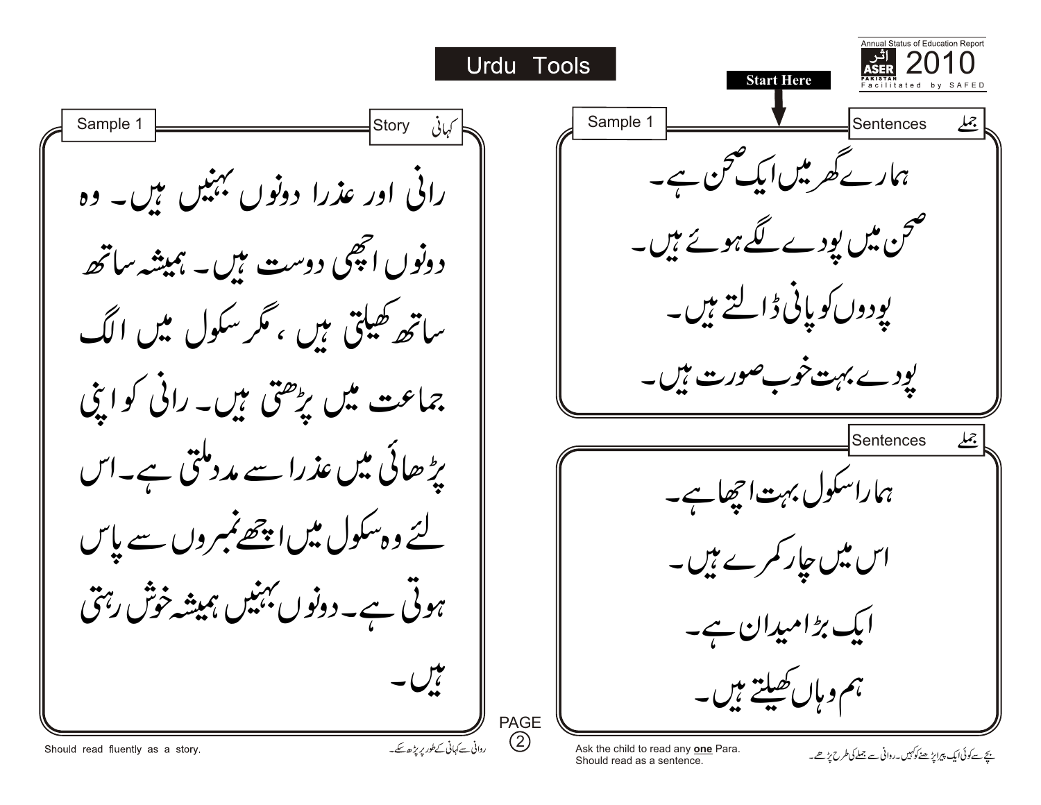# Urdu Tools

ASER Pakistan — Annual Status of Education Report 2010 — Facilitated by SAFED

**Start Here**

## Sample 1 — Sentences جملے

ہمارے گھر میں ایک صحن ہے۔

صحن میں پودے لگے ہوئے ہیں۔

پودوں کو پانی ڈالتے ہیں۔

پودے بہت خوب صورت ہیں۔

## Sentences جملے

ہمارا سکول بہت اچھا ہے۔

اس میں چار کمرے ہیں۔

ایک بڑا میدان ہے۔

ہم وہاں کھیلتے ہیں۔

Ask the child to read any **one** Para. Should read as a sentence.

بچے سے کوئی ایک پیراپڑھنے کو کہیں۔ روانی سے جملے کی طرح پڑھے۔

## Sample 1 — Story کہانی

رانی اور عذرا دونوں بہنیں ہیں۔ وہ دونوں اچھی دوست ہیں۔ ہمیشہ ساتھ ساتھ کھیلتی ہیں، مگر سکول میں الگ جماعت میں پڑھتی ہیں۔ رانی کو اپنی پڑھائی میں عذرا سے مدد ملتی ہے۔ اس لئے وہ سکول میں اچھے نمبروں سے پاس ہوتی ہے۔ دونوں بہنیں ہمیشہ خوش رہتی ہیں۔

Should read fluently as a story.

روانی سے کہانی کے طور پر پڑھ سکے۔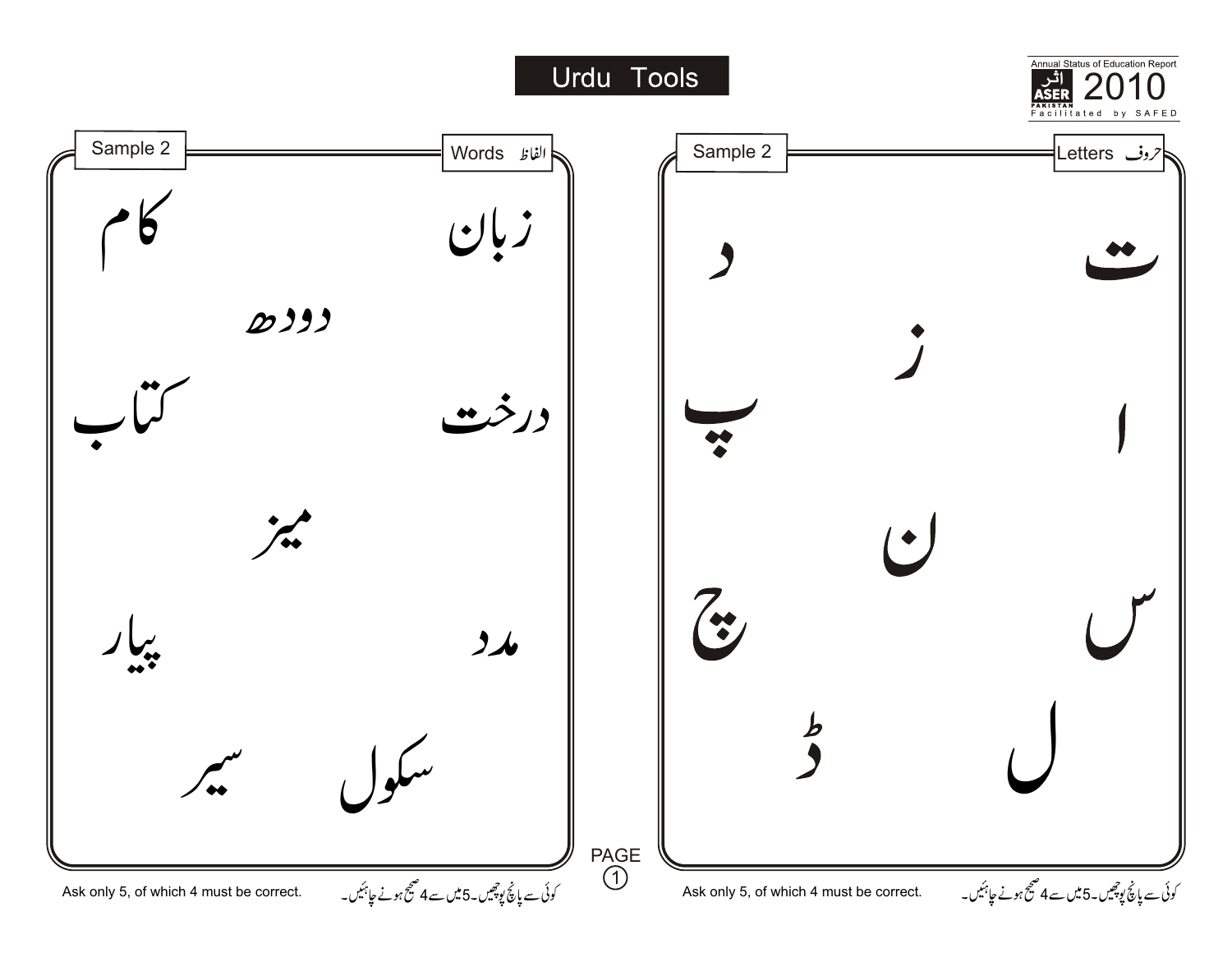# Urdu Tools

Annual Status of Education Report
اثر ASER PAKISTAN 2010
Facilitated by SAFED

## Sample 2 — Words الفاظ

زبان کام

دودھ

درخت کتاب

میز

مدد پیار

سکول سیر

Ask only 5, of which 4 must be correct. کوئی سے پانچ پوچھیں۔5میں سے4 صحیح ہونے چاہئیں۔

## Sample 2 — Letters حروف

ت د

ز

ا پ

ں

س چ

ل ڈ

Ask only 5, of which 4 must be correct. کوئی سے پانچ پوچھیں۔5میں سے4 صحیح ہونے چاہئیں۔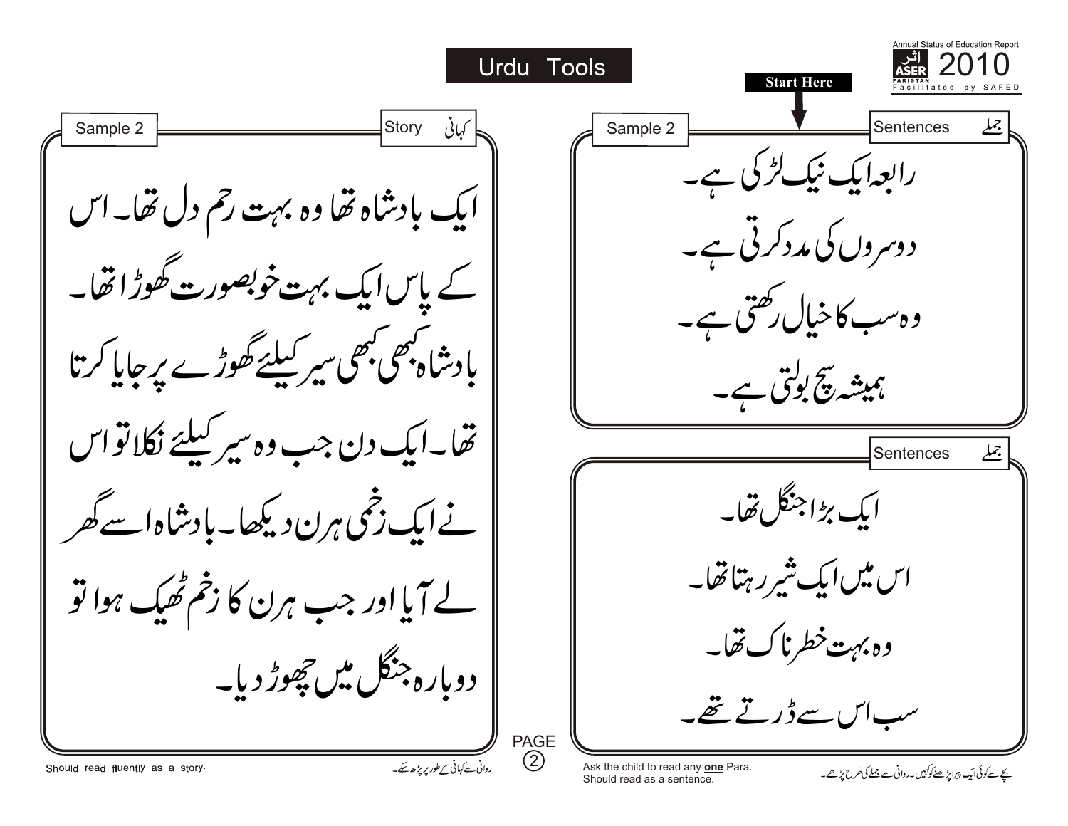# Urdu Tools

Annual Status of Education Report
ASER PAKISTAN 2010
Facilitated by SAFED

**Start Here**

## Sample 2 — Sentences جملے

رابعہ ایک نیک لڑکی ہے۔

دوسروں کی مدد کرتی ہے۔

وہ سب کا خیال رکھتی ہے۔

ہمیشہ سچ بولتی ہے۔

## Sentences جملے

ایک بڑا جنگل تھا۔

اس میں ایک شیر رہتا تھا۔

وہ بہت خطرناک تھا۔

سب اس سے ڈرتے تھے۔

Ask the child to read any **one** Para.
Should read as a sentence.

بچے سے کوئی ایک پیراپڑھنے کو کہیں۔ روانی سے جملے کی طرح پڑھے۔

## Sample 2 — Story کہانی

ایک بادشاہ تھا وہ بہت رحم دل تھا۔ اس کے پاس ایک بہت خوبصورت گھوڑا تھا۔ بادشاہ کبھی کبھی سیر کیلئے گھوڑے پر جایا کرتا تھا۔ ایک دن جب وہ سیر کیلئے نکلا تو اس نے ایک زخمی ہرن دیکھا۔ بادشاہ اسے گھر لے آیا اور جب ہرن کا زخم ٹھیک ہوا تو دوبارہ جنگل میں چھوڑ دیا۔

Should read fluently as a story.

روانی سے کہانی کے طور پر پڑھ سکے۔